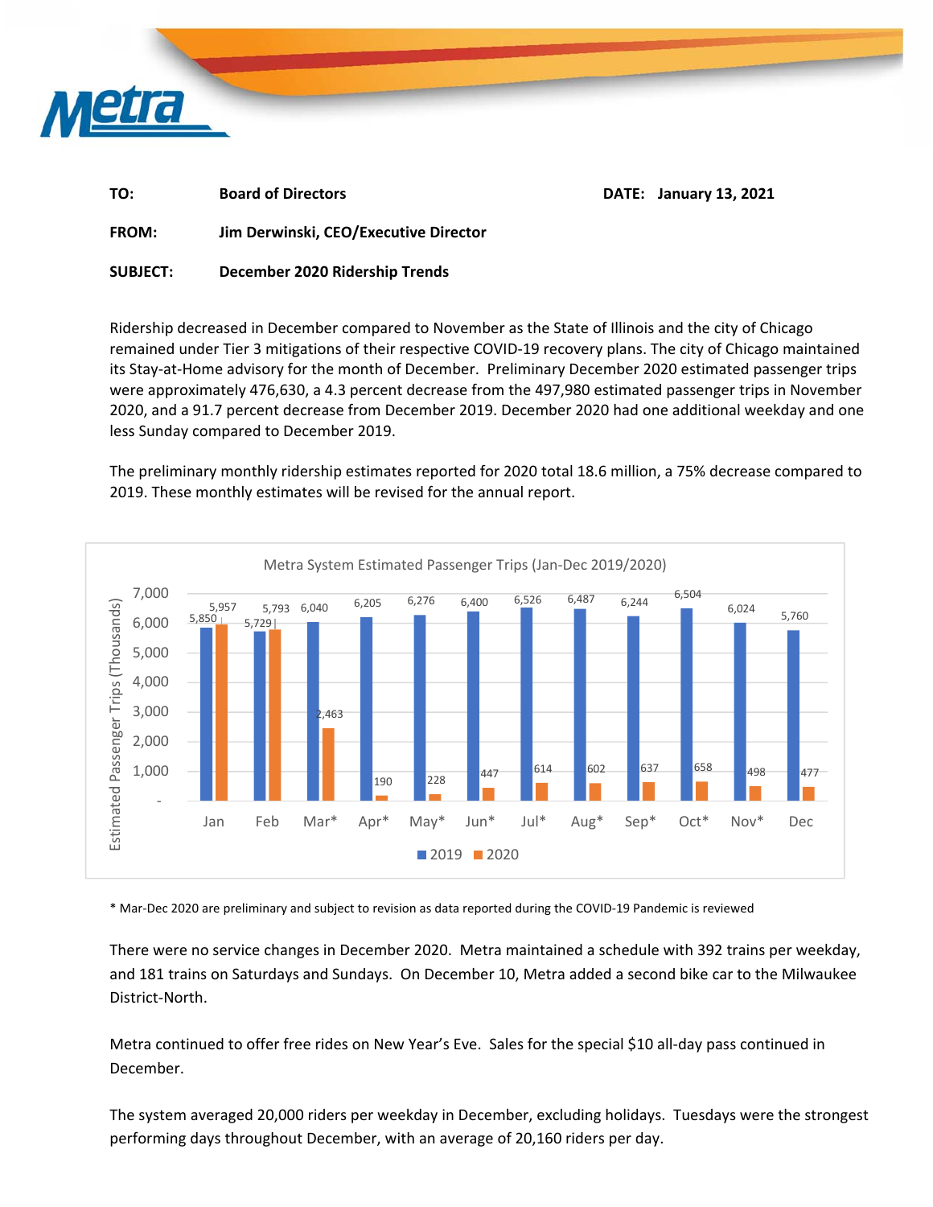| | |
|---|---|
| **TO:** | **Board of Directors** |
| **FROM:** | **Jim Derwinski, CEO/Executive Director** |
| **SUBJECT:** | **December 2020 Ridership Trends** |

**DATE: January 13, 2021**

Ridership decreased in December compared to November as the State of Illinois and the city of Chicago remained under Tier 3 mitigations of their respective COVID-19 recovery plans. The city of Chicago maintained its Stay-at-Home advisory for the month of December. Preliminary December 2020 estimated passenger trips were approximately 476,630, a 4.3 percent decrease from the 497,980 estimated passenger trips in November 2020, and a 91.7 percent decrease from December 2019. December 2020 had one additional weekday and one less Sunday compared to December 2019.

The preliminary monthly ridership estimates reported for 2020 total 18.6 million, a 75% decrease compared to 2019. These monthly estimates will be revised for the annual report.

**Metra System Estimated Passenger Trips (Jan-Dec 2019/2020)**

Estimated Passenger Trips (Thousands)

| Month | 2019 | 2020 |
|---|---|---|
| Jan | 5,850 | 5,957 |
| Feb | 5,729 | 5,793 |
| Mar* | 6,040 | 2,463 |
| Apr* | 6,205 | 190 |
| May* | 6,276 | 228 |
| Jun* | 6,400 | 447 |
| Jul* | 6,526 | 614 |
| Aug* | 6,487 | 602 |
| Sep* | 6,244 | 637 |
| Oct* | 6,504 | 658 |
| Nov* | 6,024 | 498 |
| Dec | 5,760 | 477 |

\* Mar-Dec 2020 are preliminary and subject to revision as data reported during the COVID-19 Pandemic is reviewed

There were no service changes in December 2020. Metra maintained a schedule with 392 trains per weekday, and 181 trains on Saturdays and Sundays. On December 10, Metra added a second bike car to the Milwaukee District-North.

Metra continued to offer free rides on New Year's Eve. Sales for the special $10 all-day pass continued in December.

The system averaged 20,000 riders per weekday in December, excluding holidays. Tuesdays were the strongest performing days throughout December, with an average of 20,160 riders per day.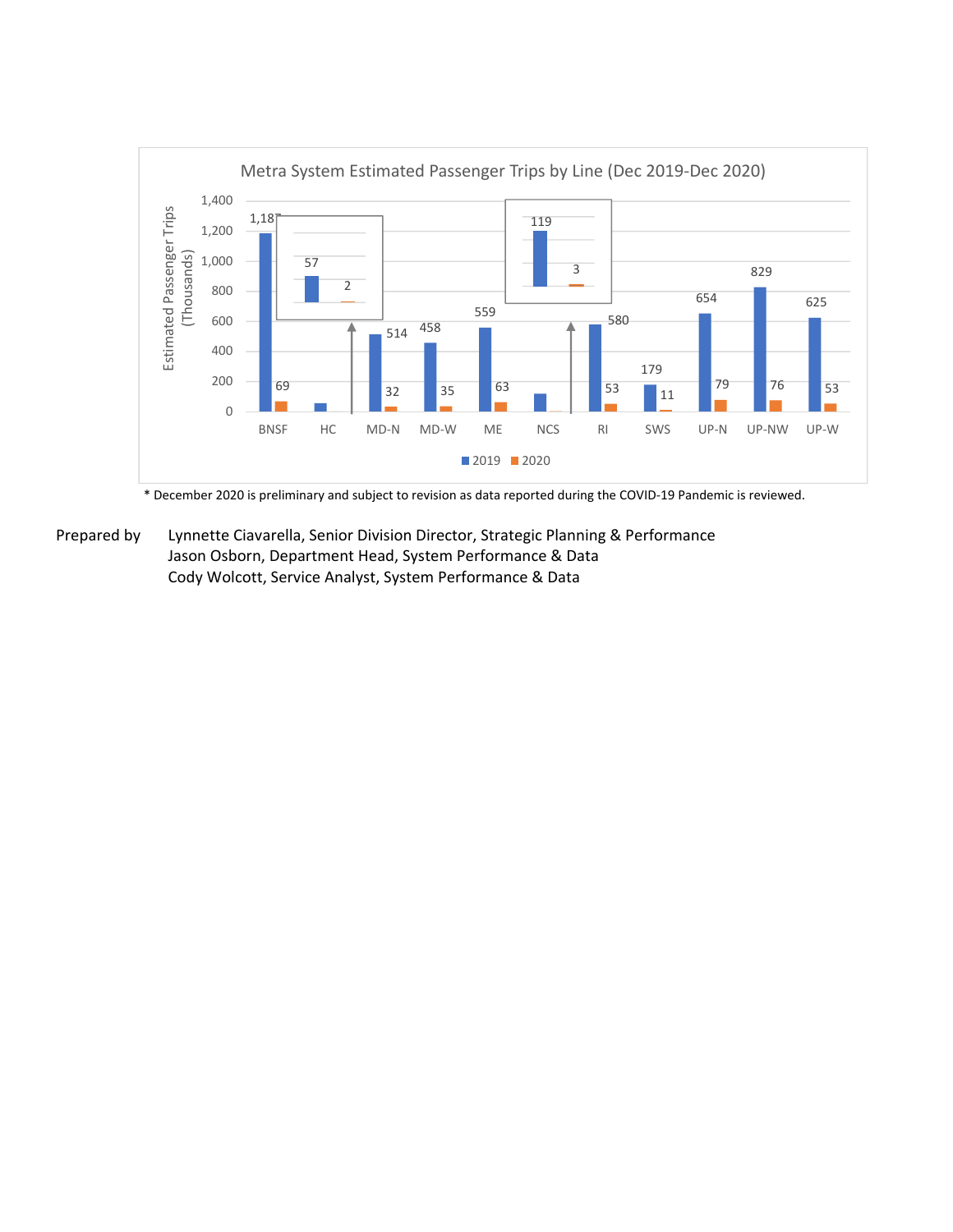Metra System Estimated Passenger Trips by Line (Dec 2019-Dec 2020)

Estimated Passenger Trips (Thousands)

1,400
1,200
1,000
800
600
400
200
0

1,187
69
57
2
514
32
458
35
559
63
119
3
580
53
179
11
654
79
829
76
625
53

BNSF HC MD-N MD-W ME NCS RI SWS UP-N UP-NW UP-W

2019 2020

* December 2020 is preliminary and subject to revision as data reported during the COVID-19 Pandemic is reviewed.

Prepared by Lynnette Ciavarella, Senior Division Director, Strategic Planning & Performance
Jason Osborn, Department Head, System Performance & Data
Cody Wolcott, Service Analyst, System Performance & Data